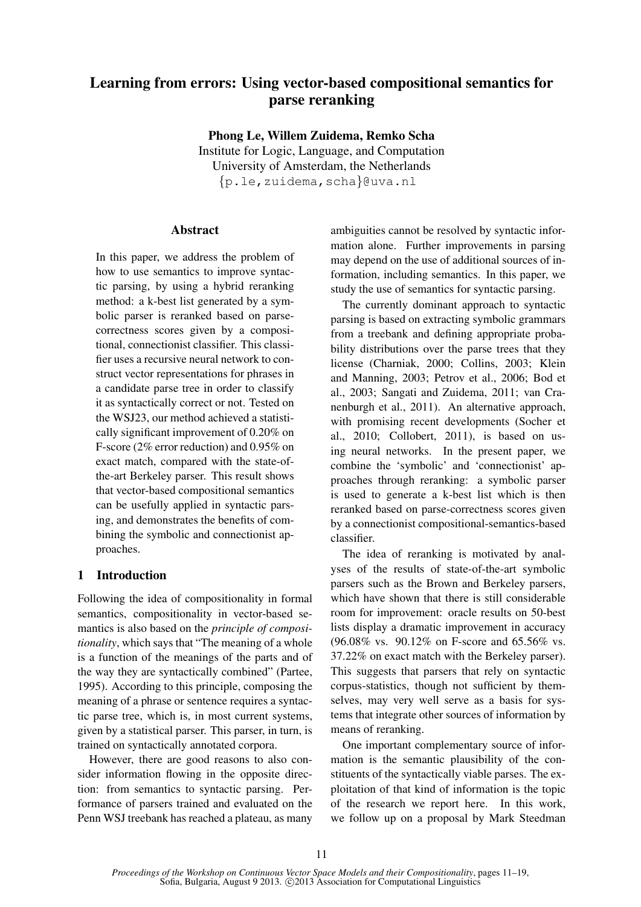# Learning from errors: Using vector-based compositional semantics for parse reranking

**Phong Le, Willem Zuidema, Remko Scha**
Institute for Logic, Language, and Computation
University of Amsterdam, the Netherlands
{p.le,zuidema,scha}@uva.nl

## Abstract

In this paper, we address the problem of how to use semantics to improve syntactic parsing, by using a hybrid reranking method: a k-best list generated by a symbolic parser is reranked based on parse-correctness scores given by a compositional, connectionist classifier. This classifier uses a recursive neural network to construct vector representations for phrases in a candidate parse tree in order to classify it as syntactically correct or not. Tested on the WSJ23, our method achieved a statistically significant improvement of 0.20% on F-score (2% error reduction) and 0.95% on exact match, compared with the state-of-the-art Berkeley parser. This result shows that vector-based compositional semantics can be usefully applied in syntactic parsing, and demonstrates the benefits of combining the symbolic and connectionist approaches.

## 1 Introduction

Following the idea of compositionality in formal semantics, compositionality in vector-based semantics is also based on the *principle of compositionality*, which says that "The meaning of a whole is a function of the meanings of the parts and of the way they are syntactically combined" (Partee, 1995). According to this principle, composing the meaning of a phrase or sentence requires a syntactic parse tree, which is, in most current systems, given by a statistical parser. This parser, in turn, is trained on syntactically annotated corpora.

However, there are good reasons to also consider information flowing in the opposite direction: from semantics to syntactic parsing. Performance of parsers trained and evaluated on the Penn WSJ treebank has reached a plateau, as many ambiguities cannot be resolved by syntactic information alone. Further improvements in parsing may depend on the use of additional sources of information, including semantics. In this paper, we study the use of semantics for syntactic parsing.

The currently dominant approach to syntactic parsing is based on extracting symbolic grammars from a treebank and defining appropriate probability distributions over the parse trees that they license (Charniak, 2000; Collins, 2003; Klein and Manning, 2003; Petrov et al., 2006; Bod et al., 2003; Sangati and Zuidema, 2011; van Cranenburgh et al., 2011). An alternative approach, with promising recent developments (Socher et al., 2010; Collobert, 2011), is based on using neural networks. In the present paper, we combine the 'symbolic' and 'connectionist' approaches through reranking: a symbolic parser is used to generate a k-best list which is then reranked based on parse-correctness scores given by a connectionist compositional-semantics-based classifier.

The idea of reranking is motivated by analyses of the results of state-of-the-art symbolic parsers such as the Brown and Berkeley parsers, which have shown that there is still considerable room for improvement: oracle results on 50-best lists display a dramatic improvement in accuracy (96.08% vs. 90.12% on F-score and 65.56% vs. 37.22% on exact match with the Berkeley parser). This suggests that parsers that rely on syntactic corpus-statistics, though not sufficient by themselves, may very well serve as a basis for systems that integrate other sources of information by means of reranking.

One important complementary source of information is the semantic plausibility of the constituents of the syntactically viable parses. The exploitation of that kind of information is the topic of the research we report here. In this work, we follow up on a proposal by Mark Steedman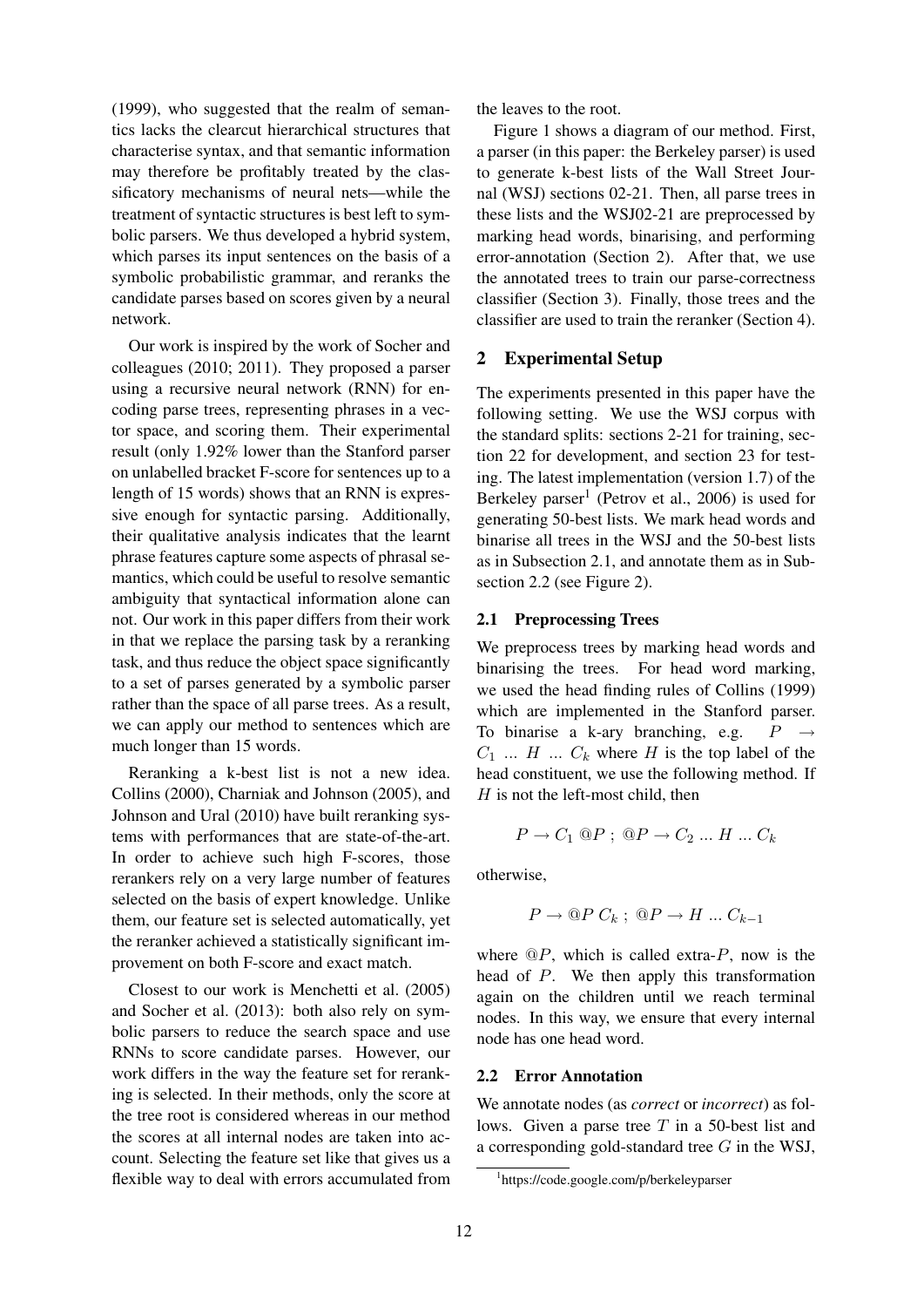(1999), who suggested that the realm of semantics lacks the clearcut hierarchical structures that characterise syntax, and that semantic information may therefore be profitably treated by the classificatory mechanisms of neural nets—while the treatment of syntactic structures is best left to symbolic parsers. We thus developed a hybrid system, which parses its input sentences on the basis of a symbolic probabilistic grammar, and reranks the candidate parses based on scores given by a neural network.

Our work is inspired by the work of Socher and colleagues (2010; 2011). They proposed a parser using a recursive neural network (RNN) for encoding parse trees, representing phrases in a vector space, and scoring them. Their experimental result (only 1.92% lower than the Stanford parser on unlabelled bracket F-score for sentences up to a length of 15 words) shows that an RNN is expressive enough for syntactic parsing. Additionally, their qualitative analysis indicates that the learnt phrase features capture some aspects of phrasal semantics, which could be useful to resolve semantic ambiguity that syntactical information alone can not. Our work in this paper differs from their work in that we replace the parsing task by a reranking task, and thus reduce the object space significantly to a set of parses generated by a symbolic parser rather than the space of all parse trees. As a result, we can apply our method to sentences which are much longer than 15 words.

Reranking a k-best list is not a new idea. Collins (2000), Charniak and Johnson (2005), and Johnson and Ural (2010) have built reranking systems with performances that are state-of-the-art. In order to achieve such high F-scores, those rerankers rely on a very large number of features selected on the basis of expert knowledge. Unlike them, our feature set is selected automatically, yet the reranker achieved a statistically significant improvement on both F-score and exact match.

Closest to our work is Menchetti et al. (2005) and Socher et al. (2013): both also rely on symbolic parsers to reduce the search space and use RNNs to score candidate parses. However, our work differs in the way the feature set for reranking is selected. In their methods, only the score at the tree root is considered whereas in our method the scores at all internal nodes are taken into account. Selecting the feature set like that gives us a flexible way to deal with errors accumulated from the leaves to the root.

Figure 1 shows a diagram of our method. First, a parser (in this paper: the Berkeley parser) is used to generate k-best lists of the Wall Street Journal (WSJ) sections 02-21. Then, all parse trees in these lists and the WSJ02-21 are preprocessed by marking head words, binarising, and performing error-annotation (Section 2). After that, we use the annotated trees to train our parse-correctness classifier (Section 3). Finally, those trees and the classifier are used to train the reranker (Section 4).

## 2 Experimental Setup

The experiments presented in this paper have the following setting. We use the WSJ corpus with the standard splits: sections 2-21 for training, section 22 for development, and section 23 for testing. The latest implementation (version 1.7) of the Berkeley parser[1] (Petrov et al., 2006) is used for generating 50-best lists. We mark head words and binarise all trees in the WSJ and the 50-best lists as in Subsection 2.1, and annotate them as in Subsection 2.2 (see Figure 2).

### 2.1 Preprocessing Trees

We preprocess trees by marking head words and binarising the trees. For head word marking, we used the head finding rules of Collins (1999) which are implemented in the Stanford parser. To binarise a k-ary branching, e.g. $P \rightarrow C_1 \ ... \ H \ ... \ C_k$ where $H$ is the top label of the head constituent, we use the following method. If $H$ is not the left-most child, then

$$P \rightarrow C_1 \ @P \ ; \ @P \rightarrow C_2 \ ... \ H \ ... \ C_k$$

otherwise,

$$P \rightarrow @P \ C_k \ ; \ @P \rightarrow H \ ... \ C_{k-1}$$

where $@P$, which is called extra-$P$, now is the head of $P$. We then apply this transformation again on the children until we reach terminal nodes. In this way, we ensure that every internal node has one head word.

### 2.2 Error Annotation

We annotate nodes (as *correct* or *incorrect*) as follows. Given a parse tree $T$ in a 50-best list and a corresponding gold-standard tree $G$ in the WSJ,

[1]https://code.google.com/p/berkeleyparser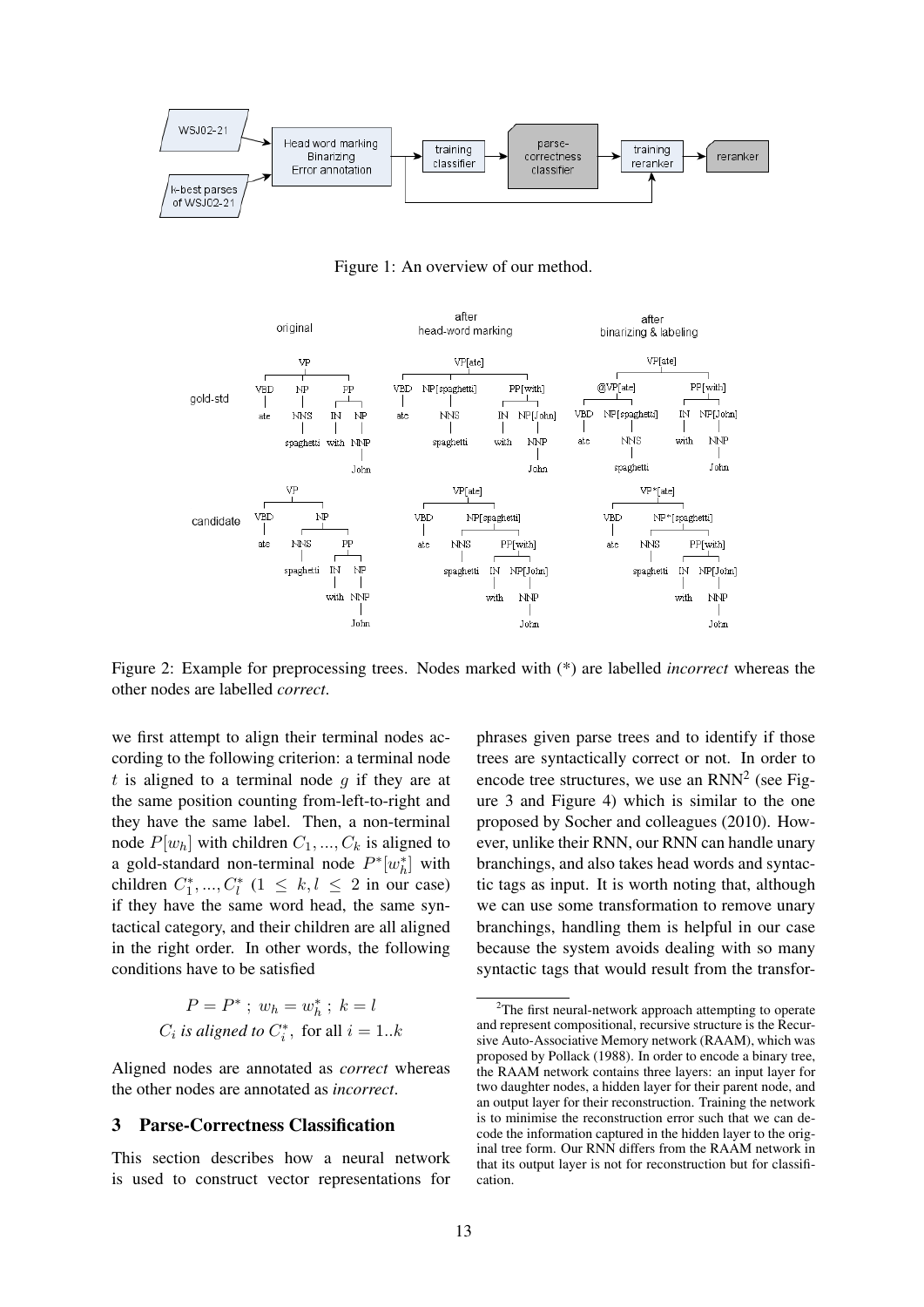Figure 1: An overview of our method.

Figure 2: Example for preprocessing trees. Nodes marked with (*) are labelled *incorrect* whereas the other nodes are labelled *correct*.

we first attempt to align their terminal nodes according to the following criterion: a terminal node $t$ is aligned to a terminal node $g$ if they are at the same position counting from-left-to-right and they have the same label. Then, a non-terminal node $P[w_h]$ with children $C_1, ..., C_k$ is aligned to a gold-standard non-terminal node $P^*[w^*_h]$ with children $C^*_1, ..., C^*_l$ ($1 \leq k, l \leq 2$ in our case) if they have the same word head, the same syntactical category, and their children are all aligned in the right order. In other words, the following conditions have to be satisfied

$$P = P^* \ ; \ w_h = w^*_h \ ; \ k = l$$
$$C_i \text{ is aligned to } C^*_i, \text{ for all } i = 1..k$$

Aligned nodes are annotated as *correct* whereas the other nodes are annotated as *incorrect*.

## 3 Parse-Correctness Classification

This section describes how a neural network is used to construct vector representations for phrases given parse trees and to identify if those trees are syntactically correct or not. In order to encode tree structures, we use an RNN[2] (see Figure 3 and Figure 4) which is similar to the one proposed by Socher and colleagues (2010). However, unlike their RNN, our RNN can handle unary branchings, and also takes head words and syntactic tags as input. It is worth noting that, although we can use some transformation to remove unary branchings, handling them is helpful in our case because the system avoids dealing with so many syntactic tags that would result from the transfor-

[2] The first neural-network approach attempting to operate and represent compositional, recursive structure is the Recursive Auto-Associative Memory network (RAAM), which was proposed by Pollack (1988). In order to encode a binary tree, the RAAM network contains three layers: an input layer for two daughter nodes, a hidden layer for their parent node, and an output layer for their reconstruction. Training the network is to minimise the reconstruction error such that we can decode the information captured in the hidden layer to the original tree form. Our RNN differs from the RAAM network in that its output layer is not for reconstruction but for classification.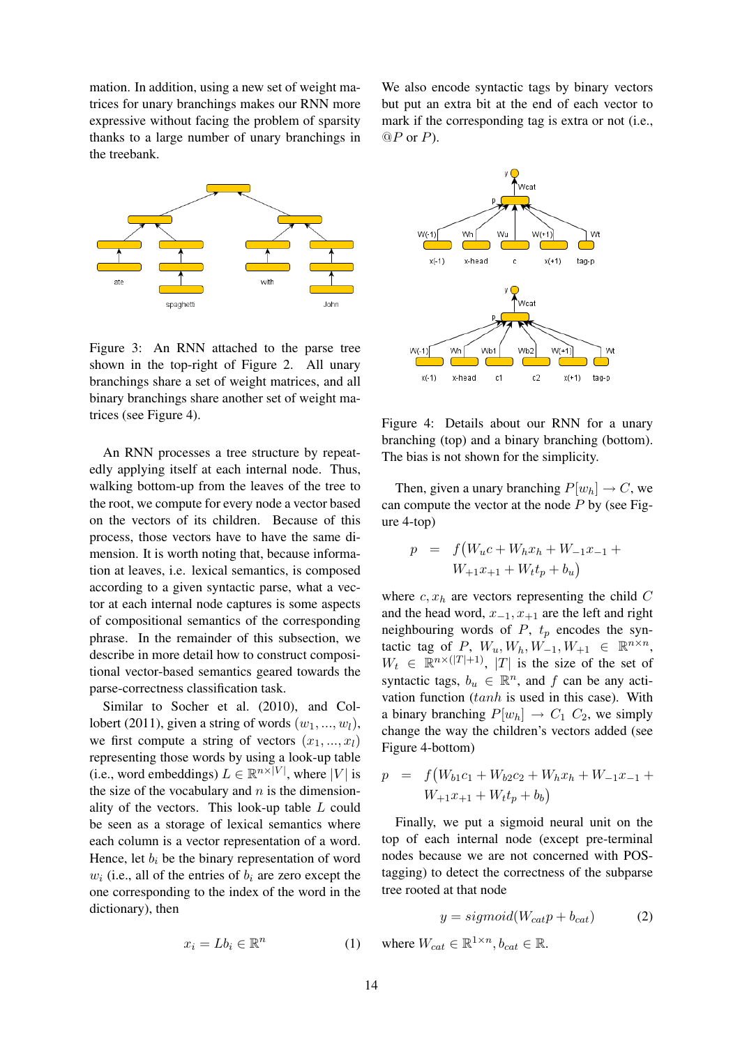mation. In addition, using a new set of weight matrices for unary branchings makes our RNN more expressive without facing the problem of sparsity thanks to a large number of unary branchings in the treebank.

Figure 3: An RNN attached to the parse tree shown in the top-right of Figure 2. All unary branchings share a set of weight matrices, and all binary branchings share another set of weight matrices (see Figure 4).

An RNN processes a tree structure by repeatedly applying itself at each internal node. Thus, walking bottom-up from the leaves of the tree to the root, we compute for every node a vector based on the vectors of its children. Because of this process, those vectors have to have the same dimension. It is worth noting that, because information at leaves, i.e. lexical semantics, is composed according to a given syntactic parse, what a vector at each internal node captures is some aspects of compositional semantics of the corresponding phrase. In the remainder of this subsection, we describe in more detail how to construct compositional vector-based semantics geared towards the parse-correctness classification task.

Similar to Socher et al. (2010), and Collobert (2011), given a string of words $(w_1, ..., w_l)$, we first compute a string of vectors $(x_1, ..., x_l)$ representing those words by using a look-up table (i.e., word embeddings) $L \in \mathbb{R}^{n \times |V|}$, where $|V|$ is the size of the vocabulary and $n$ is the dimensionality of the vectors. This look-up table $L$ could be seen as a storage of lexical semantics where each column is a vector representation of a word. Hence, let $b_i$ be the binary representation of word $w_i$ (i.e., all of the entries of $b_i$ are zero except the one corresponding to the index of the word in the dictionary), then

$$x_i = Lb_i \in \mathbb{R}^n \tag{1}$$

We also encode syntactic tags by binary vectors but put an extra bit at the end of each vector to mark if the corresponding tag is extra or not (i.e., $@P$ or $P$).

Figure 4: Details about our RNN for a unary branching (top) and a binary branching (bottom). The bias is not shown for the simplicity.

Then, given a unary branching $P[w_h] \rightarrow C$, we can compute the vector at the node $P$ by (see Figure 4-top)

$$\begin{aligned} p &= f\big(W_u c + W_h x_h + W_{-1} x_{-1} + \\ &\quad W_{+1} x_{+1} + W_t t_p + b_u\big) \end{aligned}$$

where $c, x_h$ are vectors representing the child $C$ and the head word, $x_{-1}, x_{+1}$ are the left and right neighbouring words of $P$, $t_p$ encodes the syntactic tag of $P$, $W_u, W_h, W_{-1}, W_{+1} \in \mathbb{R}^{n \times n}$, $W_t \in \mathbb{R}^{n \times (|T|+1)}$, $|T|$ is the size of the set of syntactic tags, $b_u \in \mathbb{R}^n$, and $f$ can be any activation function ($tanh$ is used in this case). With a binary branching $P[w_h] \rightarrow C_1 \ C_2$, we simply change the way the children's vectors added (see Figure 4-bottom)

$$\begin{aligned} p &= f\big(W_{b1} c_1 + W_{b2} c_2 + W_h x_h + W_{-1} x_{-1} + \\ &\quad W_{+1} x_{+1} + W_t t_p + b_b\big) \end{aligned}$$

Finally, we put a sigmoid neural unit on the top of each internal node (except pre-terminal nodes because we are not concerned with POS-tagging) to detect the correctness of the subparse tree rooted at that node

$$y = sigmoid(W_{cat} p + b_{cat}) \tag{2}$$

where $W_{cat} \in \mathbb{R}^{1 \times n}, b_{cat} \in \mathbb{R}$.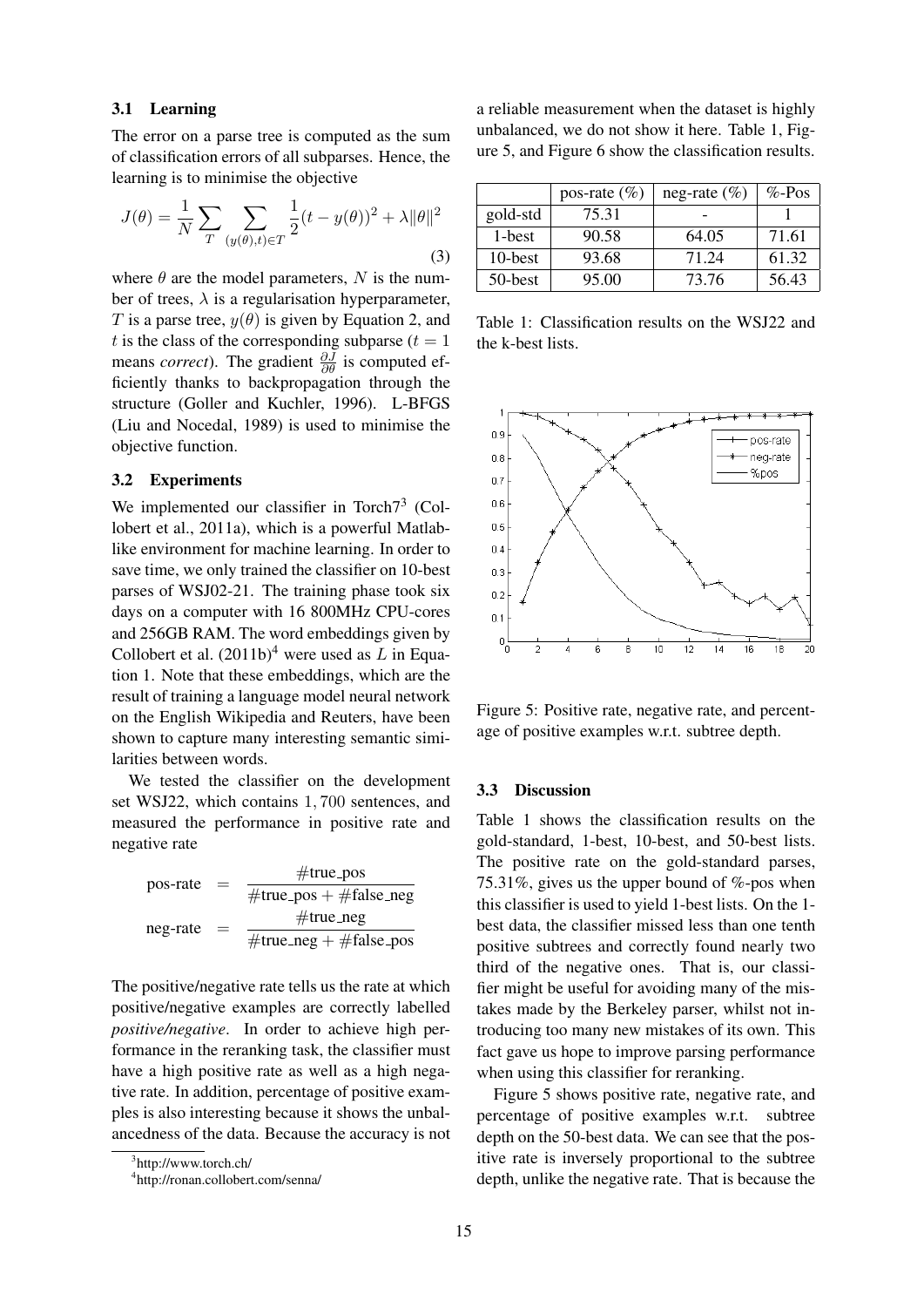### 3.1 Learning

The error on a parse tree is computed as the sum of classification errors of all subparses. Hence, the learning is to minimise the objective

$$J(\theta) = \frac{1}{N} \sum_{T} \sum_{(y(\theta),t) \in T} \frac{1}{2}(t - y(\theta))^2 + \lambda \|\theta\|^2 \quad (3)$$

where $\theta$ are the model parameters, $N$ is the number of trees, $\lambda$ is a regularisation hyperparameter, $T$ is a parse tree, $y(\theta)$ is given by Equation 2, and $t$ is the class of the corresponding subparse ($t = 1$ means *correct*). The gradient $\frac{\partial J}{\partial \theta}$ is computed efficiently thanks to backpropagation through the structure (Goller and Kuchler, 1996). L-BFGS (Liu and Nocedal, 1989) is used to minimise the objective function.

### 3.2 Experiments

We implemented our classifier in Torch7[3] (Collobert et al., 2011a), which is a powerful Matlab-like environment for machine learning. In order to save time, we only trained the classifier on 10-best parses of WSJ02-21. The training phase took six days on a computer with 16 800MHz CPU-cores and 256GB RAM. The word embeddings given by Collobert et al. (2011b)[4] were used as $L$ in Equation 1. Note that these embeddings, which are the result of training a language model neural network on the English Wikipedia and Reuters, have been shown to capture many interesting semantic similarities between words.

We tested the classifier on the development set WSJ22, which contains 1,700 sentences, and measured the performance in positive rate and negative rate

$$\text{pos-rate} = \frac{\#\text{true\_pos}}{\#\text{true\_pos} + \#\text{false\_neg}}$$

$$\text{neg-rate} = \frac{\#\text{true\_neg}}{\#\text{true\_neg} + \#\text{false\_pos}}$$

The positive/negative rate tells us the rate at which positive/negative examples are correctly labelled *positive/negative*. In order to achieve high performance in the reranking task, the classifier must have a high positive rate as well as a high negative rate. In addition, percentage of positive examples is also interesting because it shows the unbalancedness of the data. Because the accuracy is not a reliable measurement when the dataset is highly unbalanced, we do not show it here. Table 1, Figure 5, and Figure 6 show the classification results.

|  | pos-rate (%) | neg-rate (%) | %-Pos |
|---|---|---|---|
| gold-std | 75.31 | - | 1 |
| 1-best | 90.58 | 64.05 | 71.61 |
| 10-best | 93.68 | 71.24 | 61.32 |
| 50-best | 95.00 | 73.76 | 56.43 |

Table 1: Classification results on the WSJ22 and the k-best lists.

Figure 5: Positive rate, negative rate, and percentage of positive examples w.r.t. subtree depth.

### 3.3 Discussion

Table 1 shows the classification results on the gold-standard, 1-best, 10-best, and 50-best lists. The positive rate on the gold-standard parses, 75.31%, gives us the upper bound of %-pos when this classifier is used to yield 1-best lists. On the 1-best data, the classifier missed less than one tenth positive subtrees and correctly found nearly two third of the negative ones. That is, our classifier might be useful for avoiding many of the mistakes made by the Berkeley parser, whilst not introducing too many new mistakes of its own. This fact gave us hope to improve parsing performance when using this classifier for reranking.

Figure 5 shows positive rate, negative rate, and percentage of positive examples w.r.t. subtree depth on the 50-best data. We can see that the positive rate is inversely proportional to the subtree depth, unlike the negative rate. That is because the

[3]http://www.torch.ch/

[4]http://ronan.collobert.com/senna/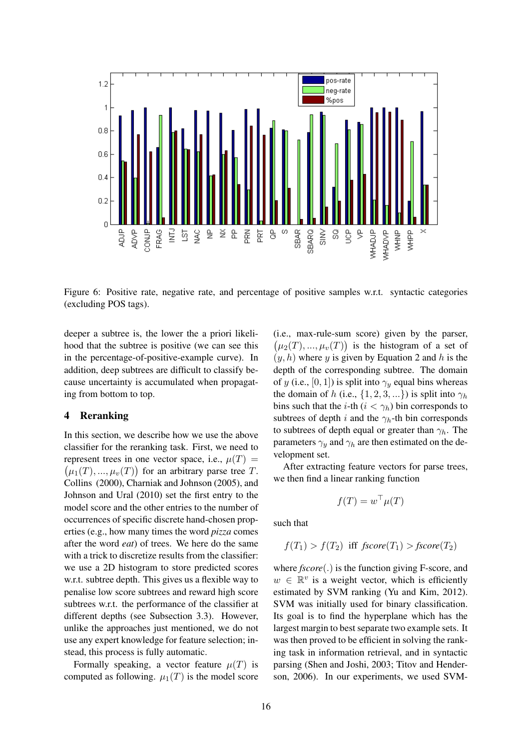Figure 6: Positive rate, negative rate, and percentage of positive samples w.r.t. syntactic categories (excluding POS tags).

deeper a subtree is, the lower the a priori likelihood that the subtree is positive (we can see this in the percentage-of-positive-example curve). In addition, deep subtrees are difficult to classify because uncertainty is accumulated when propagating from bottom to top.

## 4 Reranking

In this section, we describe how we use the above classifier for the reranking task. First, we need to represent trees in one vector space, i.e., $\mu(T) = \big(\mu_1(T), ..., \mu_v(T)\big)$ for an arbitrary parse tree $T$. Collins (2000), Charniak and Johnson (2005), and Johnson and Ural (2010) set the first entry to the model score and the other entries to the number of occurrences of specific discrete hand-chosen properties (e.g., how many times the word *pizza* comes after the word *eat*) of trees. We here do the same with a trick to discretize results from the classifier: we use a 2D histogram to store predicted scores w.r.t. subtree depth. This gives us a flexible way to penalise low score subtrees and reward high score subtrees w.r.t. the performance of the classifier at different depths (see Subsection 3.3). However, unlike the approaches just mentioned, we do not use any expert knowledge for feature selection; instead, this process is fully automatic.

Formally speaking, a vector feature $\mu(T)$ is computed as following. $\mu_1(T)$ is the model score (i.e., max-rule-sum score) given by the parser, $\big(\mu_2(T), ..., \mu_v(T)\big)$ is the histogram of a set of $(y, h)$ where $y$ is given by Equation 2 and $h$ is the depth of the corresponding subtree. The domain of $y$ (i.e., $[0, 1]$) is split into $\gamma_y$ equal bins whereas the domain of $h$ (i.e., $\{1, 2, 3, ...\}$) is split into $\gamma_h$ bins such that the $i$-th ($i < \gamma_h$) bin corresponds to subtrees of depth $i$ and the $\gamma_h$-th bin corresponds to subtrees of depth equal or greater than $\gamma_h$. The parameters $\gamma_y$ and $\gamma_h$ are then estimated on the development set.

After extracting feature vectors for parse trees, we then find a linear ranking function

$$f(T) = w^\top \mu(T)$$

such that

$$f(T_1) > f(T_2) \text{ iff } \textit{fscore}(T_1) > \textit{fscore}(T_2)$$

where *fscore*(.) is the function giving F-score, and $w \in \mathbb{R}^v$ is a weight vector, which is efficiently estimated by SVM ranking (Yu and Kim, 2012). SVM was initially used for binary classification. Its goal is to find the hyperplane which has the largest margin to best separate two example sets. It was then proved to be efficient in solving the ranking task in information retrieval, and in syntactic parsing (Shen and Joshi, 2003; Titov and Henderson, 2006). In our experiments, we used SVM-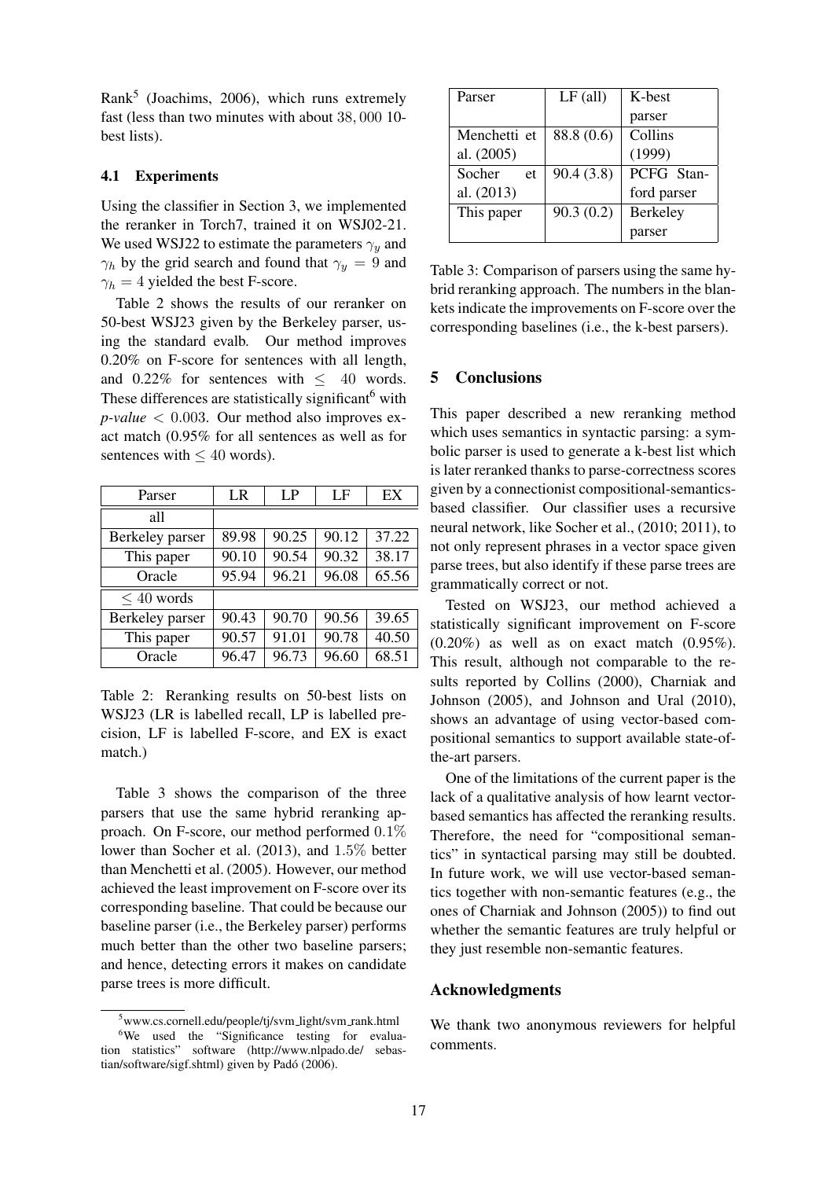Rank[5] (Joachims, 2006), which runs extremely fast (less than two minutes with about 38, 000 10-best lists).

### 4.1 Experiments

Using the classifier in Section 3, we implemented the reranker in Torch7, trained it on WSJ02-21. We used WSJ22 to estimate the parameters $\gamma_y$ and $\gamma_h$ by the grid search and found that $\gamma_y = 9$ and $\gamma_h = 4$ yielded the best F-score.

Table 2 shows the results of our reranker on 50-best WSJ23 given by the Berkeley parser, using the standard evalb. Our method improves 0.20% on F-score for sentences with all length, and 0.22% for sentences with $\leq$ 40 words. These differences are statistically significant[6] with *p-value* $< 0.003$. Our method also improves exact match (0.95% for all sentences as well as for sentences with $\leq 40$ words).

| Parser | LR | LP | LF | EX |
|---|---|---|---|---|
| all | | | | |
| Berkeley parser | 89.98 | 90.25 | 90.12 | 37.22 |
| This paper | 90.10 | 90.54 | 90.32 | 38.17 |
| Oracle | 95.94 | 96.21 | 96.08 | 65.56 |
| $\leq 40$ words | | | | |
| Berkeley parser | 90.43 | 90.70 | 90.56 | 39.65 |
| This paper | 90.57 | 91.01 | 90.78 | 40.50 |
| Oracle | 96.47 | 96.73 | 96.60 | 68.51 |

Table 2: Reranking results on 50-best lists on WSJ23 (LR is labelled recall, LP is labelled precision, LF is labelled F-score, and EX is exact match.)

Table 3 shows the comparison of the three parsers that use the same hybrid reranking approach. On F-score, our method performed 0.1% lower than Socher et al. (2013), and 1.5% better than Menchetti et al. (2005). However, our method achieved the least improvement on F-score over its corresponding baseline. That could be because our baseline parser (i.e., the Berkeley parser) performs much better than the other two baseline parsers; and hence, detecting errors it makes on candidate parse trees is more difficult.

[5] www.cs.cornell.edu/people/tj/svm_light/svm_rank.html

[6] We used the "Significance testing for evaluation statistics" software (http://www.nlpado.de/ sebastian/software/sigf.shtml) given by Padó (2006).

| Parser | LF (all) | K-best parser |
|---|---|---|
| Menchetti et al. (2005) | 88.8 (0.6) | Collins (1999) |
| Socher et al. (2013) | 90.4 (3.8) | PCFG Stanford parser |
| This paper | 90.3 (0.2) | Berkeley parser |

Table 3: Comparison of parsers using the same hybrid reranking approach. The numbers in the blankets indicate the improvements on F-score over the corresponding baselines (i.e., the k-best parsers).

## 5 Conclusions

This paper described a new reranking method which uses semantics in syntactic parsing: a symbolic parser is used to generate a k-best list which is later reranked thanks to parse-correctness scores given by a connectionist compositional-semantics-based classifier. Our classifier uses a recursive neural network, like Socher et al., (2010; 2011), to not only represent phrases in a vector space given parse trees, but also identify if these parse trees are grammatically correct or not.

Tested on WSJ23, our method achieved a statistically significant improvement on F-score (0.20%) as well as on exact match (0.95%). This result, although not comparable to the results reported by Collins (2000), Charniak and Johnson (2005), and Johnson and Ural (2010), shows an advantage of using vector-based compositional semantics to support available state-of-the-art parsers.

One of the limitations of the current paper is the lack of a qualitative analysis of how learnt vector-based semantics has affected the reranking results. Therefore, the need for "compositional semantics" in syntactical parsing may still be doubted. In future work, we will use vector-based semantics together with non-semantic features (e.g., the ones of Charniak and Johnson (2005)) to find out whether the semantic features are truly helpful or they just resemble non-semantic features.

## Acknowledgments

We thank two anonymous reviewers for helpful comments.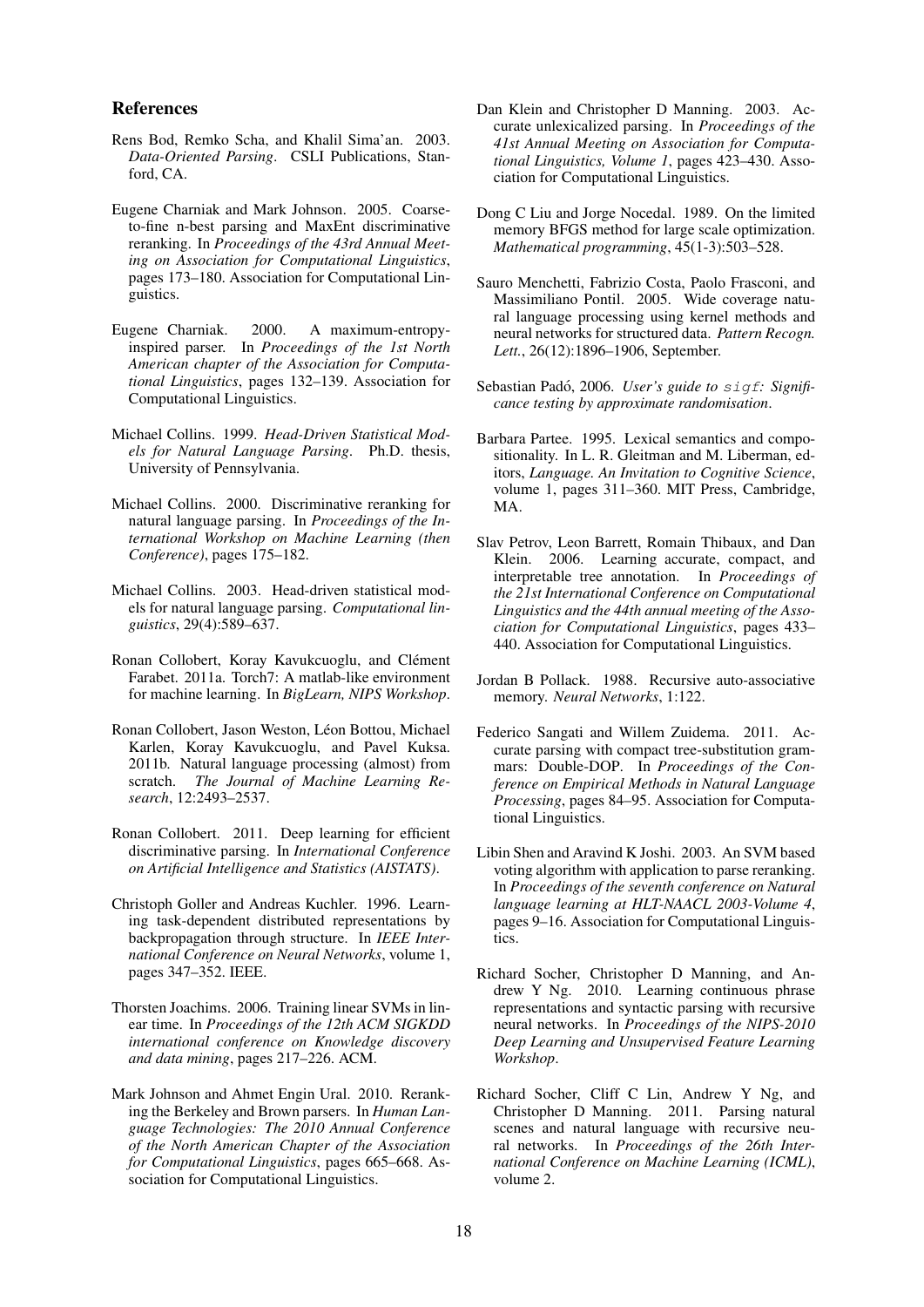## References

Rens Bod, Remko Scha, and Khalil Sima'an. 2003. *Data-Oriented Parsing*. CSLI Publications, Stanford, CA.

Eugene Charniak and Mark Johnson. 2005. Coarse-to-fine n-best parsing and MaxEnt discriminative reranking. In *Proceedings of the 43rd Annual Meeting on Association for Computational Linguistics*, pages 173–180. Association for Computational Linguistics.

Eugene Charniak. 2000. A maximum-entropy-inspired parser. In *Proceedings of the 1st North American chapter of the Association for Computational Linguistics*, pages 132–139. Association for Computational Linguistics.

Michael Collins. 1999. *Head-Driven Statistical Models for Natural Language Parsing*. Ph.D. thesis, University of Pennsylvania.

Michael Collins. 2000. Discriminative reranking for natural language parsing. In *Proceedings of the International Workshop on Machine Learning (then Conference)*, pages 175–182.

Michael Collins. 2003. Head-driven statistical models for natural language parsing. *Computational linguistics*, 29(4):589–637.

Ronan Collobert, Koray Kavukcuoglu, and Clément Farabet. 2011a. Torch7: A matlab-like environment for machine learning. In *BigLearn, NIPS Workshop*.

Ronan Collobert, Jason Weston, Léon Bottou, Michael Karlen, Koray Kavukcuoglu, and Pavel Kuksa. 2011b. Natural language processing (almost) from scratch. *The Journal of Machine Learning Research*, 12:2493–2537.

Ronan Collobert. 2011. Deep learning for efficient discriminative parsing. In *International Conference on Artificial Intelligence and Statistics (AISTATS)*.

Christoph Goller and Andreas Kuchler. 1996. Learning task-dependent distributed representations by backpropagation through structure. In *IEEE International Conference on Neural Networks*, volume 1, pages 347–352. IEEE.

Thorsten Joachims. 2006. Training linear SVMs in linear time. In *Proceedings of the 12th ACM SIGKDD international conference on Knowledge discovery and data mining*, pages 217–226. ACM.

Mark Johnson and Ahmet Engin Ural. 2010. Reranking the Berkeley and Brown parsers. In *Human Language Technologies: The 2010 Annual Conference of the North American Chapter of the Association for Computational Linguistics*, pages 665–668. Association for Computational Linguistics.

Dan Klein and Christopher D Manning. 2003. Accurate unlexicalized parsing. In *Proceedings of the 41st Annual Meeting on Association for Computational Linguistics, Volume 1*, pages 423–430. Association for Computational Linguistics.

Dong C Liu and Jorge Nocedal. 1989. On the limited memory BFGS method for large scale optimization. *Mathematical programming*, 45(1-3):503–528.

Sauro Menchetti, Fabrizio Costa, Paolo Frasconi, and Massimiliano Pontil. 2005. Wide coverage natural language processing using kernel methods and neural networks for structured data. *Pattern Recogn. Lett.*, 26(12):1896–1906, September.

Sebastian Padó, 2006. *User's guide to `sigf`: Significance testing by approximate randomisation*.

Barbara Partee. 1995. Lexical semantics and compositionality. In L. R. Gleitman and M. Liberman, editors, *Language. An Invitation to Cognitive Science*, volume 1, pages 311–360. MIT Press, Cambridge, MA.

Slav Petrov, Leon Barrett, Romain Thibaux, and Dan Klein. 2006. Learning accurate, compact, and interpretable tree annotation. In *Proceedings of the 21st International Conference on Computational Linguistics and the 44th annual meeting of the Association for Computational Linguistics*, pages 433–440. Association for Computational Linguistics.

Jordan B Pollack. 1988. Recursive auto-associative memory. *Neural Networks*, 1:122.

Federico Sangati and Willem Zuidema. 2011. Accurate parsing with compact tree-substitution grammars: Double-DOP. In *Proceedings of the Conference on Empirical Methods in Natural Language Processing*, pages 84–95. Association for Computational Linguistics.

Libin Shen and Aravind K Joshi. 2003. An SVM based voting algorithm with application to parse reranking. In *Proceedings of the seventh conference on Natural language learning at HLT-NAACL 2003-Volume 4*, pages 9–16. Association for Computational Linguistics.

Richard Socher, Christopher D Manning, and Andrew Y Ng. 2010. Learning continuous phrase representations and syntactic parsing with recursive neural networks. In *Proceedings of the NIPS-2010 Deep Learning and Unsupervised Feature Learning Workshop*.

Richard Socher, Cliff C Lin, Andrew Y Ng, and Christopher D Manning. 2011. Parsing natural scenes and natural language with recursive neural networks. In *Proceedings of the 26th International Conference on Machine Learning (ICML)*, volume 2.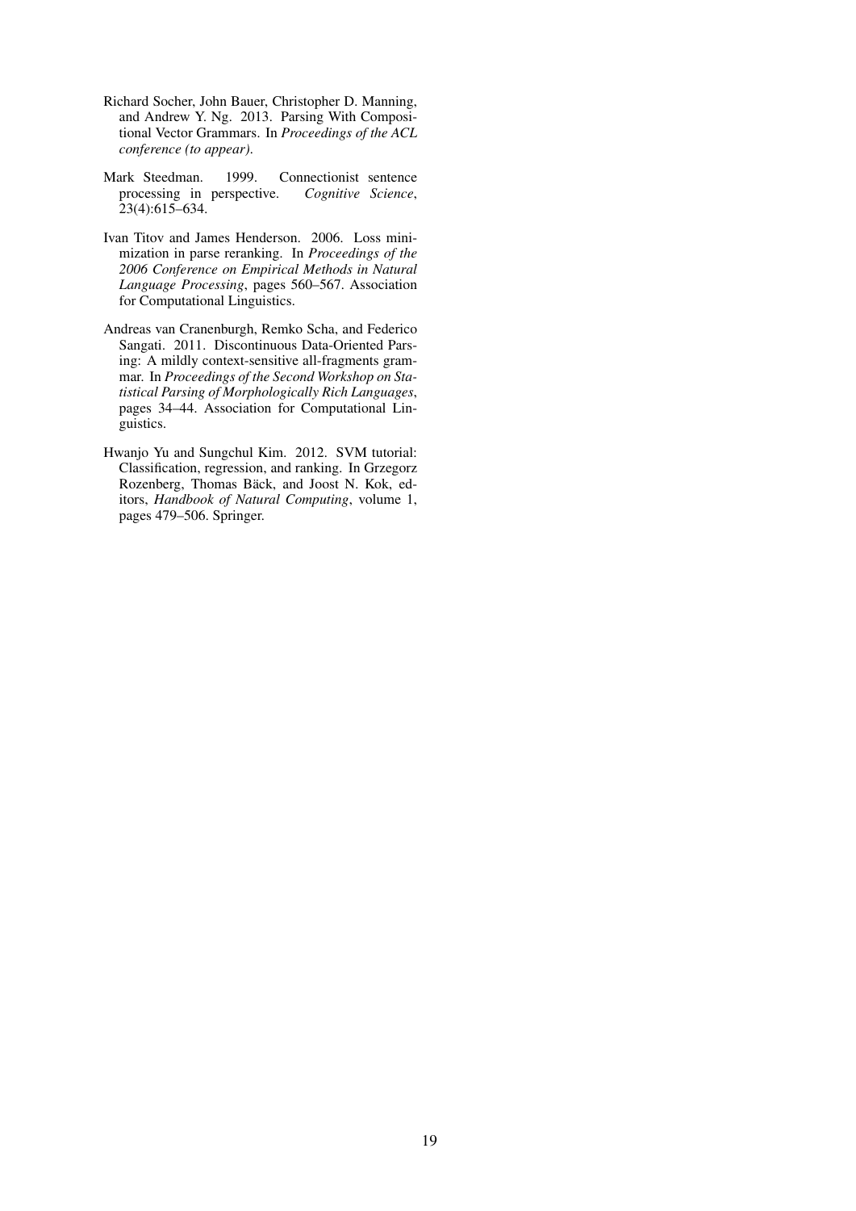Richard Socher, John Bauer, Christopher D. Manning, and Andrew Y. Ng. 2013. Parsing With Compositional Vector Grammars. In *Proceedings of the ACL conference (to appear)*.

Mark Steedman. 1999. Connectionist sentence processing in perspective. *Cognitive Science*, 23(4):615–634.

Ivan Titov and James Henderson. 2006. Loss minimization in parse reranking. In *Proceedings of the 2006 Conference on Empirical Methods in Natural Language Processing*, pages 560–567. Association for Computational Linguistics.

Andreas van Cranenburgh, Remko Scha, and Federico Sangati. 2011. Discontinuous Data-Oriented Parsing: A mildly context-sensitive all-fragments grammar. In *Proceedings of the Second Workshop on Statistical Parsing of Morphologically Rich Languages*, pages 34–44. Association for Computational Linguistics.

Hwanjo Yu and Sungchul Kim. 2012. SVM tutorial: Classification, regression, and ranking. In Grzegorz Rozenberg, Thomas Bäck, and Joost N. Kok, editors, *Handbook of Natural Computing*, volume 1, pages 479–506. Springer.